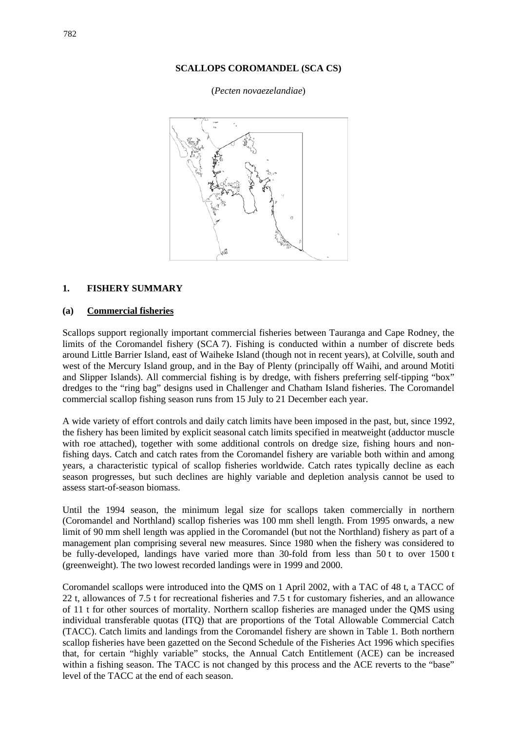# SCALLOPS COROMANDEL (SCA CS)

(*Pecten novaezelandiae*)

## 1. FISHERY SUMMARY

### (a) Commercial fisheries

Scallops support regionally important commercial fisheries between Tauranga and Cape Rodney, the limits of the Coromandel fishery (SCA 7). Fishing is conducted within a number of discrete beds around Little Barrier Island, east of Waiheke Island (though not in recent years), at Colville, south and west of the Mercury Island group, and in the Bay of Plenty (principally off Waihi, and around Motiti and Slipper Islands). All commercial fishing is by dredge, with fishers preferring self-tipping "box" dredges to the "ring bag" designs used in Challenger and Chatham Island fisheries. The Coromandel commercial scallop fishing season runs from 15 July to 21 December each year.

A wide variety of effort controls and daily catch limits have been imposed in the past, but, since 1992, the fishery has been limited by explicit seasonal catch limits specified in meatweight (adductor muscle with roe attached), together with some additional controls on dredge size, fishing hours and non-fishing days. Catch and catch rates from the Coromandel fishery are variable both within and among years, a characteristic typical of scallop fisheries worldwide. Catch rates typically decline as each season progresses, but such declines are highly variable and depletion analysis cannot be used to assess start-of-season biomass.

Until the 1994 season, the minimum legal size for scallops taken commercially in northern (Coromandel and Northland) scallop fisheries was 100 mm shell length. From 1995 onwards, a new limit of 90 mm shell length was applied in the Coromandel (but not the Northland) fishery as part of a management plan comprising several new measures. Since 1980 when the fishery was considered to be fully-developed, landings have varied more than 30-fold from less than 50 t to over 1500 t (greenweight). The two lowest recorded landings were in 1999 and 2000.

Coromandel scallops were introduced into the QMS on 1 April 2002, with a TAC of 48 t, a TACC of 22 t, allowances of 7.5 t for recreational fisheries and 7.5 t for customary fisheries, and an allowance of 11 t for other sources of mortality. Northern scallop fisheries are managed under the QMS using individual transferable quotas (ITQ) that are proportions of the Total Allowable Commercial Catch (TACC). Catch limits and landings from the Coromandel fishery are shown in Table 1. Both northern scallop fisheries have been gazetted on the Second Schedule of the Fisheries Act 1996 which specifies that, for certain "highly variable" stocks, the Annual Catch Entitlement (ACE) can be increased within a fishing season. The TACC is not changed by this process and the ACE reverts to the "base" level of the TACC at the end of each season.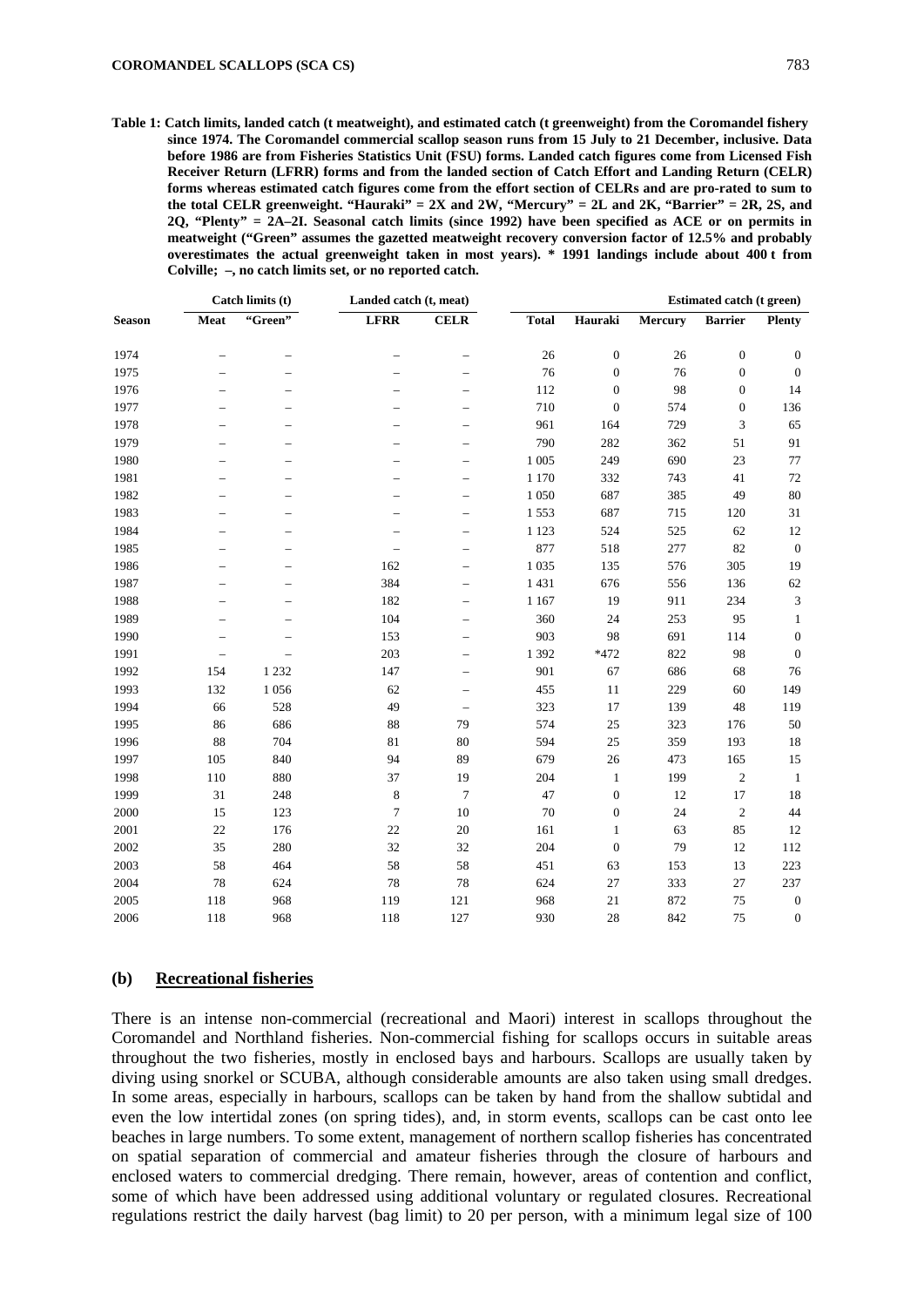**Table 1: Catch limits, landed catch (t meatweight), and estimated catch (t greenweight) from the Coromandel fishery since 1974. The Coromandel commercial scallop season runs from 15 July to 21 December, inclusive. Data before 1986 are from Fisheries Statistics Unit (FSU) forms. Landed catch figures come from Licensed Fish Receiver Return (LFRR) forms and from the landed section of Catch Effort and Landing Return (CELR) forms whereas estimated catch figures come from the effort section of CELRs and are pro-rated to sum to the total CELR greenweight. "Hauraki" = 2X and 2W, "Mercury" = 2L and 2K, "Barrier" = 2R, 2S, and 2Q, "Plenty" = 2A–2I. Seasonal catch limits (since 1992) have been specified as ACE or on permits in meatweight ("Green" assumes the gazetted meatweight recovery conversion factor of 12.5% and probably overestimates the actual greenweight taken in most years). * 1991 landings include about 400 t from Colville; –, no catch limits set, or no reported catch.**

| | Catch limits (t) | | Landed catch (t, meat) | | Estimated catch (t green) | | | | |
|---|---|---|---|---|---|---|---|---|---|
| Season | Meat | "Green" | LFRR | CELR | Total | Hauraki | Mercury | Barrier | Plenty |
| 1974 | – | – | – | – | 26 | 0 | 26 | 0 | 0 |
| 1975 | – | – | – | – | 76 | 0 | 76 | 0 | 0 |
| 1976 | – | – | – | – | 112 | 0 | 98 | 0 | 14 |
| 1977 | – | – | – | – | 710 | 0 | 574 | 0 | 136 |
| 1978 | – | – | – | – | 961 | 164 | 729 | 3 | 65 |
| 1979 | – | – | – | – | 790 | 282 | 362 | 51 | 91 |
| 1980 | – | – | – | – | 1 005 | 249 | 690 | 23 | 77 |
| 1981 | – | – | – | – | 1 170 | 332 | 743 | 41 | 72 |
| 1982 | – | – | – | – | 1 050 | 687 | 385 | 49 | 80 |
| 1983 | – | – | – | – | 1 553 | 687 | 715 | 120 | 31 |
| 1984 | – | – | – | – | 1 123 | 524 | 525 | 62 | 12 |
| 1985 | – | – | – | – | 877 | 518 | 277 | 82 | 0 |
| 1986 | – | – | 162 | – | 1 035 | 135 | 576 | 305 | 19 |
| 1987 | – | – | 384 | – | 1 431 | 676 | 556 | 136 | 62 |
| 1988 | – | – | 182 | – | 1 167 | 19 | 911 | 234 | 3 |
| 1989 | – | – | 104 | – | 360 | 24 | 253 | 95 | 1 |
| 1990 | – | – | 153 | – | 903 | 98 | 691 | 114 | 0 |
| 1991 | – | – | 203 | – | 1 392 | *472 | 822 | 98 | 0 |
| 1992 | 154 | 1 232 | 147 | – | 901 | 67 | 686 | 68 | 76 |
| 1993 | 132 | 1 056 | 62 | – | 455 | 11 | 229 | 60 | 149 |
| 1994 | 66 | 528 | 49 | – | 323 | 17 | 139 | 48 | 119 |
| 1995 | 86 | 686 | 88 | 79 | 574 | 25 | 323 | 176 | 50 |
| 1996 | 88 | 704 | 81 | 80 | 594 | 25 | 359 | 193 | 18 |
| 1997 | 105 | 840 | 94 | 89 | 679 | 26 | 473 | 165 | 15 |
| 1998 | 110 | 880 | 37 | 19 | 204 | 1 | 199 | 2 | 1 |
| 1999 | 31 | 248 | 8 | 7 | 47 | 0 | 12 | 17 | 18 |
| 2000 | 15 | 123 | 7 | 10 | 70 | 0 | 24 | 2 | 44 |
| 2001 | 22 | 176 | 22 | 20 | 161 | 1 | 63 | 85 | 12 |
| 2002 | 35 | 280 | 32 | 32 | 204 | 0 | 79 | 12 | 112 |
| 2003 | 58 | 464 | 58 | 58 | 451 | 63 | 153 | 13 | 223 |
| 2004 | 78 | 624 | 78 | 78 | 624 | 27 | 333 | 27 | 237 |
| 2005 | 118 | 968 | 119 | 121 | 968 | 21 | 872 | 75 | 0 |
| 2006 | 118 | 968 | 118 | 127 | 930 | 28 | 842 | 75 | 0 |

## (b) Recreational fisheries

There is an intense non-commercial (recreational and Maori) interest in scallops throughout the Coromandel and Northland fisheries. Non-commercial fishing for scallops occurs in suitable areas throughout the two fisheries, mostly in enclosed bays and harbours. Scallops are usually taken by diving using snorkel or SCUBA, although considerable amounts are also taken using small dredges. In some areas, especially in harbours, scallops can be taken by hand from the shallow subtidal and even the low intertidal zones (on spring tides), and, in storm events, scallops can be cast onto lee beaches in large numbers. To some extent, management of northern scallop fisheries has concentrated on spatial separation of commercial and amateur fisheries through the closure of harbours and enclosed waters to commercial dredging. There remain, however, areas of contention and conflict, some of which have been addressed using additional voluntary or regulated closures. Recreational regulations restrict the daily harvest (bag limit) to 20 per person, with a minimum legal size of 100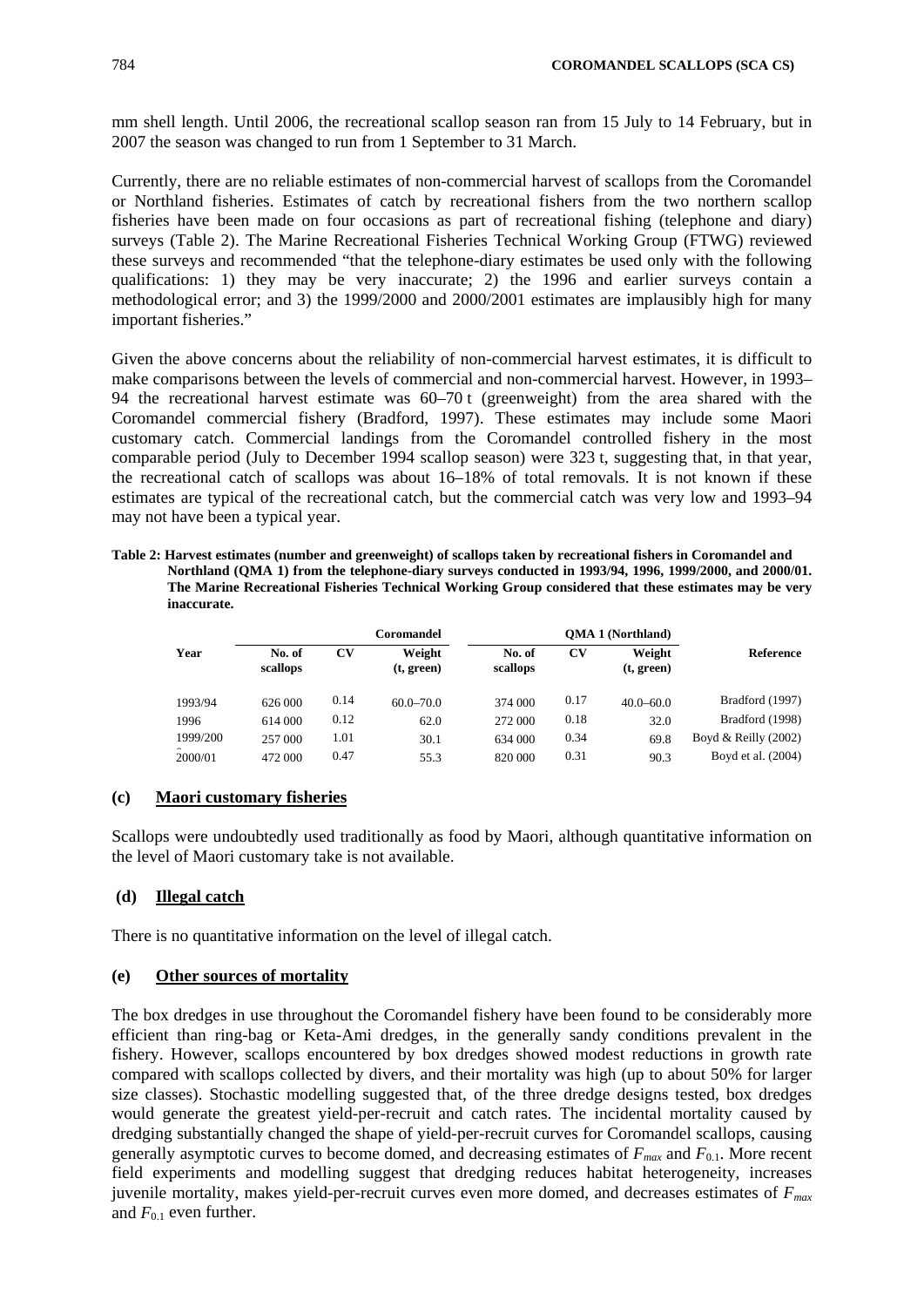mm shell length. Until 2006, the recreational scallop season ran from 15 July to 14 February, but in 2007 the season was changed to run from 1 September to 31 March.

Currently, there are no reliable estimates of non-commercial harvest of scallops from the Coromandel or Northland fisheries. Estimates of catch by recreational fishers from the two northern scallop fisheries have been made on four occasions as part of recreational fishing (telephone and diary) surveys (Table 2). The Marine Recreational Fisheries Technical Working Group (FTWG) reviewed these surveys and recommended "that the telephone-diary estimates be used only with the following qualifications: 1) they may be very inaccurate; 2) the 1996 and earlier surveys contain a methodological error; and 3) the 1999/2000 and 2000/2001 estimates are implausibly high for many important fisheries."

Given the above concerns about the reliability of non-commercial harvest estimates, it is difficult to make comparisons between the levels of commercial and non-commercial harvest. However, in 1993–94 the recreational harvest estimate was 60–70 t (greenweight) from the area shared with the Coromandel commercial fishery (Bradford, 1997). These estimates may include some Maori customary catch. Commercial landings from the Coromandel controlled fishery in the most comparable period (July to December 1994 scallop season) were 323 t, suggesting that, in that year, the recreational catch of scallops was about 16–18% of total removals. It is not known if these estimates are typical of the recreational catch, but the commercial catch was very low and 1993–94 may not have been a typical year.

**Table 2: Harvest estimates (number and greenweight) of scallops taken by recreational fishers in Coromandel and Northland (QMA 1) from the telephone-diary surveys conducted in 1993/94, 1996, 1999/2000, and 2000/01. The Marine Recreational Fisheries Technical Working Group considered that these estimates may be very inaccurate.**

| | Coromandel | | | QMA 1 (Northland) | | | |
|---|---|---|---|---|---|---|---|
| Year | No. of scallops | CV | Weight (t, green) | No. of scallops | CV | Weight (t, green) | Reference |
| 1993/94 | 626 000 | 0.14 | 60.0–70.0 | 374 000 | 0.17 | 40.0–60.0 | Bradford (1997) |
| 1996 | 614 000 | 0.12 | 62.0 | 272 000 | 0.18 | 32.0 | Bradford (1998) |
| 1999/200 | 257 000 | 1.01 | 30.1 | 634 000 | 0.34 | 69.8 | Boyd & Reilly (2002) |
| 2000/01 | 472 000 | 0.47 | 55.3 | 820 000 | 0.31 | 90.3 | Boyd et al. (2004) |

### (c) Maori customary fisheries

Scallops were undoubtedly used traditionally as food by Maori, although quantitative information on the level of Maori customary take is not available.

### (d) Illegal catch

There is no quantitative information on the level of illegal catch.

### (e) Other sources of mortality

The box dredges in use throughout the Coromandel fishery have been found to be considerably more efficient than ring-bag or Keta-Ami dredges, in the generally sandy conditions prevalent in the fishery. However, scallops encountered by box dredges showed modest reductions in growth rate compared with scallops collected by divers, and their mortality was high (up to about 50% for larger size classes). Stochastic modelling suggested that, of the three dredge designs tested, box dredges would generate the greatest yield-per-recruit and catch rates. The incidental mortality caused by dredging substantially changed the shape of yield-per-recruit curves for Coromandel scallops, causing generally asymptotic curves to become domed, and decreasing estimates of $F_{max}$ and $F_{0.1}$. More recent field experiments and modelling suggest that dredging reduces habitat heterogeneity, increases juvenile mortality, makes yield-per-recruit curves even more domed, and decreases estimates of $F_{max}$ and $F_{0.1}$ even further.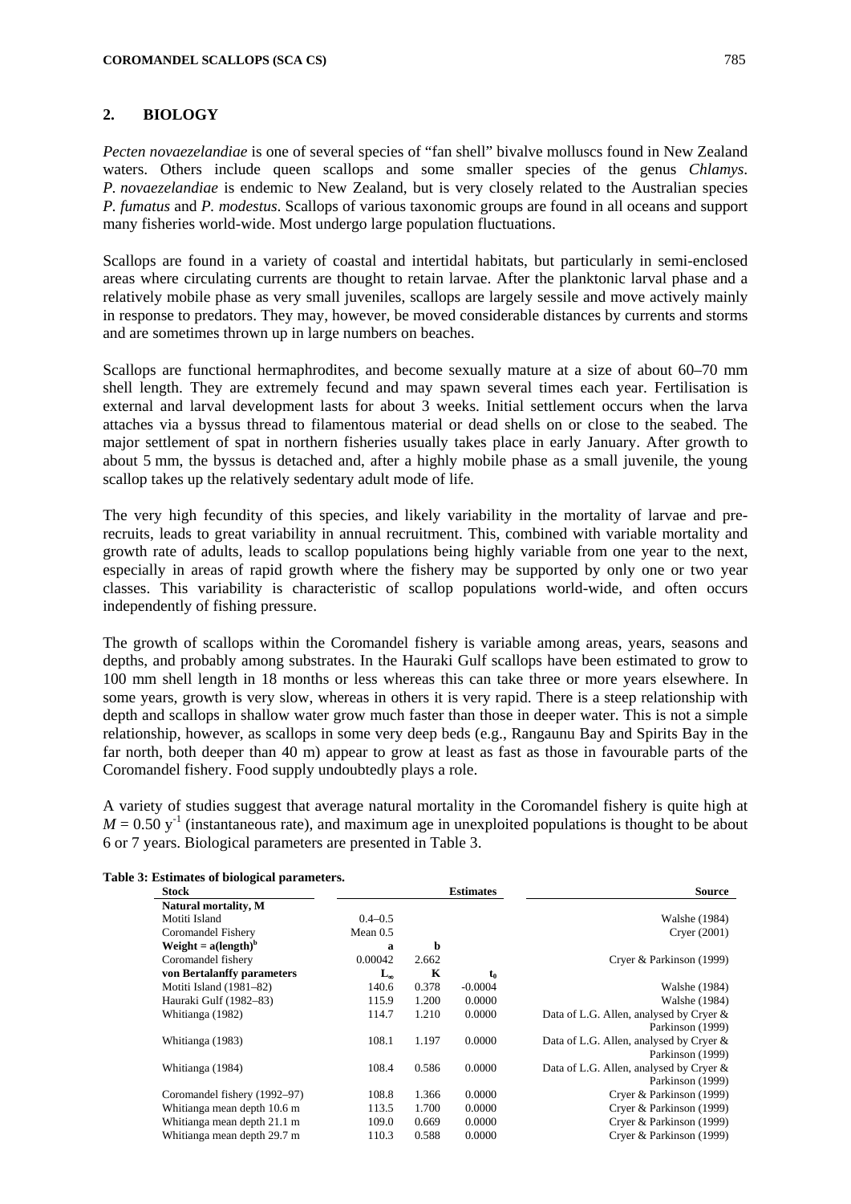## 2. BIOLOGY

*Pecten novaezelandiae* is one of several species of "fan shell" bivalve molluscs found in New Zealand waters. Others include queen scallops and some smaller species of the genus *Chlamys*. *P. novaezelandiae* is endemic to New Zealand, but is very closely related to the Australian species *P. fumatus* and *P. modestus*. Scallops of various taxonomic groups are found in all oceans and support many fisheries world-wide. Most undergo large population fluctuations.

Scallops are found in a variety of coastal and intertidal habitats, but particularly in semi-enclosed areas where circulating currents are thought to retain larvae. After the planktonic larval phase and a relatively mobile phase as very small juveniles, scallops are largely sessile and move actively mainly in response to predators. They may, however, be moved considerable distances by currents and storms and are sometimes thrown up in large numbers on beaches.

Scallops are functional hermaphrodites, and become sexually mature at a size of about 60–70 mm shell length. They are extremely fecund and may spawn several times each year. Fertilisation is external and larval development lasts for about 3 weeks. Initial settlement occurs when the larva attaches via a byssus thread to filamentous material or dead shells on or close to the seabed. The major settlement of spat in northern fisheries usually takes place in early January. After growth to about 5 mm, the byssus is detached and, after a highly mobile phase as a small juvenile, the young scallop takes up the relatively sedentary adult mode of life.

The very high fecundity of this species, and likely variability in the mortality of larvae and pre-recruits, leads to great variability in annual recruitment. This, combined with variable mortality and growth rate of adults, leads to scallop populations being highly variable from one year to the next, especially in areas of rapid growth where the fishery may be supported by only one or two year classes. This variability is characteristic of scallop populations world-wide, and often occurs independently of fishing pressure.

The growth of scallops within the Coromandel fishery is variable among areas, years, seasons and depths, and probably among substrates. In the Hauraki Gulf scallops have been estimated to grow to 100 mm shell length in 18 months or less whereas this can take three or more years elsewhere. In some years, growth is very slow, whereas in others it is very rapid. There is a steep relationship with depth and scallops in shallow water grow much faster than those in deeper water. This is not a simple relationship, however, as scallops in some very deep beds (e.g., Rangaunu Bay and Spirits Bay in the far north, both deeper than 40 m) appear to grow at least as fast as those in favourable parts of the Coromandel fishery. Food supply undoubtedly plays a role.

A variety of studies suggest that average natural mortality in the Coromandel fishery is quite high at $M = 0.50\ y^{-1}$ (instantaneous rate), and maximum age in unexploited populations is thought to be about 6 or 7 years. Biological parameters are presented in Table 3.

**Table 3: Estimates of biological parameters.**

| Stock | | Estimates | | Source |
|---|---|---|---|---|
| **Natural mortality, M** | | | | |
| Motiti Island | 0.4–0.5 | | | Walshe (1984) |
| Coromandel Fishery | Mean 0.5 | | | Cryer (2001) |
| **Weight = a(length)$^b$** | **a** | **b** | | |
| Coromandel fishery | 0.00042 | 2.662 | | Cryer & Parkinson (1999) |
| **von Bertalanffy parameters** | $L_\infty$ | **K** | $t_0$ | |
| Motiti Island (1981–82) | 140.6 | 0.378 | -0.0004 | Walshe (1984) |
| Hauraki Gulf (1982–83) | 115.9 | 1.200 | 0.0000 | Walshe (1984) |
| Whitianga (1982) | 114.7 | 1.210 | 0.0000 | Data of L.G. Allen, analysed by Cryer & Parkinson (1999) |
| Whitianga (1983) | 108.1 | 1.197 | 0.0000 | Data of L.G. Allen, analysed by Cryer & Parkinson (1999) |
| Whitianga (1984) | 108.4 | 0.586 | 0.0000 | Data of L.G. Allen, analysed by Cryer & Parkinson (1999) |
| Coromandel fishery (1992–97) | 108.8 | 1.366 | 0.0000 | Cryer & Parkinson (1999) |
| Whitianga mean depth 10.6 m | 113.5 | 1.700 | 0.0000 | Cryer & Parkinson (1999) |
| Whitianga mean depth 21.1 m | 109.0 | 0.669 | 0.0000 | Cryer & Parkinson (1999) |
| Whitianga mean depth 29.7 m | 110.3 | 0.588 | 0.0000 | Cryer & Parkinson (1999) |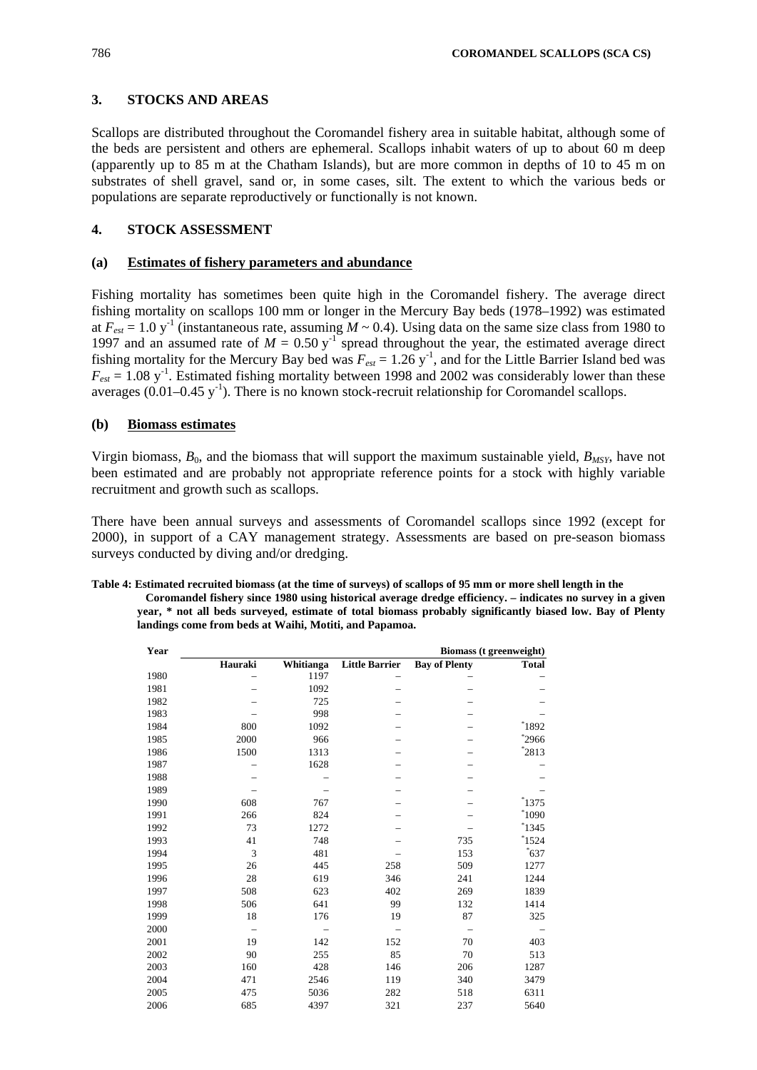## 3. STOCKS AND AREAS

Scallops are distributed throughout the Coromandel fishery area in suitable habitat, although some of the beds are persistent and others are ephemeral. Scallops inhabit waters of up to about 60 m deep (apparently up to 85 m at the Chatham Islands), but are more common in depths of 10 to 45 m on substrates of shell gravel, sand or, in some cases, silt. The extent to which the various beds or populations are separate reproductively or functionally is not known.

## 4. STOCK ASSESSMENT

### (a) Estimates of fishery parameters and abundance

Fishing mortality has sometimes been quite high in the Coromandel fishery. The average direct fishing mortality on scallops 100 mm or longer in the Mercury Bay beds (1978–1992) was estimated at $F_{est} = 1.0\ y^{-1}$ (instantaneous rate, assuming $M \sim 0.4$). Using data on the same size class from 1980 to 1997 and an assumed rate of $M = 0.50\ y^{-1}$ spread throughout the year, the estimated average direct fishing mortality for the Mercury Bay bed was $F_{est} = 1.26\ y^{-1}$, and for the Little Barrier Island bed was $F_{est} = 1.08\ y^{-1}$. Estimated fishing mortality between 1998 and 2002 was considerably lower than these averages ($0.01–0.45\ y^{-1}$). There is no known stock-recruit relationship for Coromandel scallops.

### (b) Biomass estimates

Virgin biomass, $B_0$, and the biomass that will support the maximum sustainable yield, $B_{MSY}$, have not been estimated and are probably not appropriate reference points for a stock with highly variable recruitment and growth such as scallops.

There have been annual surveys and assessments of Coromandel scallops since 1992 (except for 2000), in support of a CAY management strategy. Assessments are based on pre-season biomass surveys conducted by diving and/or dredging.

**Table 4: Estimated recruited biomass (at the time of surveys) of scallops of 95 mm or more shell length in the Coromandel fishery since 1980 using historical average dredge efficiency. – indicates no survey in a given year, * not all beds surveyed, estimate of total biomass probably significantly biased low. Bay of Plenty landings come from beds at Waihi, Motiti, and Papamoa.**

| Year | | | | | Biomass (t greenweight) |
|---|---|---|---|---|---|
| | Hauraki | Whitianga | Little Barrier | Bay of Plenty | Total |
| 1980 | – | 1197 | – | – | – |
| 1981 | – | 1092 | – | – | – |
| 1982 | – | 725 | – | – | – |
| 1983 | – | 998 | – | – | – |
| 1984 | 800 | 1092 | – | – | *1892 |
| 1985 | 2000 | 966 | – | – | *2966 |
| 1986 | 1500 | 1313 | – | – | *2813 |
| 1987 | – | 1628 | – | – | – |
| 1988 | – | – | – | – | – |
| 1989 | – | – | – | – | – |
| 1990 | 608 | 767 | – | – | *1375 |
| 1991 | 266 | 824 | – | – | *1090 |
| 1992 | 73 | 1272 | – | – | *1345 |
| 1993 | 41 | 748 | – | 735 | *1524 |
| 1994 | 3 | 481 | – | 153 | *637 |
| 1995 | 26 | 445 | 258 | 509 | 1277 |
| 1996 | 28 | 619 | 346 | 241 | 1244 |
| 1997 | 508 | 623 | 402 | 269 | 1839 |
| 1998 | 506 | 641 | 99 | 132 | 1414 |
| 1999 | 18 | 176 | 19 | 87 | 325 |
| 2000 | – | – | – | – | – |
| 2001 | 19 | 142 | 152 | 70 | 403 |
| 2002 | 90 | 255 | 85 | 70 | 513 |
| 2003 | 160 | 428 | 146 | 206 | 1287 |
| 2004 | 471 | 2546 | 119 | 340 | 3479 |
| 2005 | 475 | 5036 | 282 | 518 | 6311 |
| 2006 | 685 | 4397 | 321 | 237 | 5640 |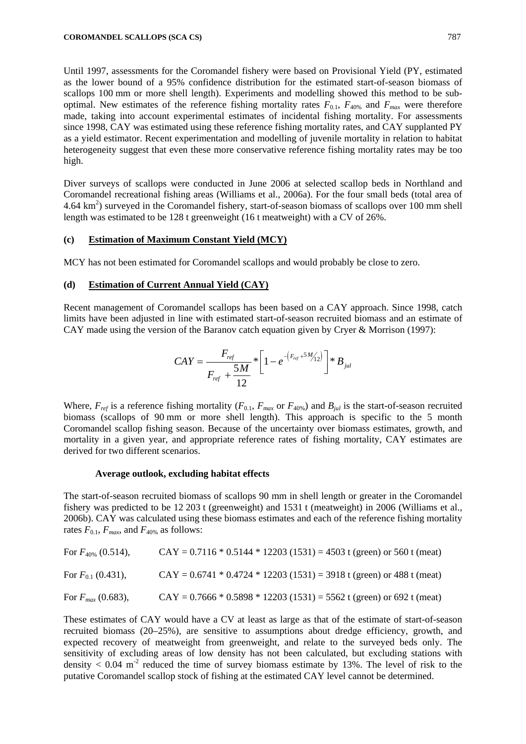Until 1997, assessments for the Coromandel fishery were based on Provisional Yield (PY, estimated as the lower bound of a 95% confidence distribution for the estimated start-of-season biomass of scallops 100 mm or more shell length). Experiments and modelling showed this method to be sub-optimal. New estimates of the reference fishing mortality rates $F_{0.1}$, $F_{40\%}$ and $F_{max}$ were therefore made, taking into account experimental estimates of incidental fishing mortality. For assessments since 1998, CAY was estimated using these reference fishing mortality rates, and CAY supplanted PY as a yield estimator. Recent experimentation and modelling of juvenile mortality in relation to habitat heterogeneity suggest that even these more conservative reference fishing mortality rates may be too high.

Diver surveys of scallops were conducted in June 2006 at selected scallop beds in Northland and Coromandel recreational fishing areas (Williams et al., 2006a). For the four small beds (total area of 4.64 $km^2$) surveyed in the Coromandel fishery, start-of-season biomass of scallops over 100 mm shell length was estimated to be 128 t greenweight (16 t meatweight) with a CV of 26%.

### (c) Estimation of Maximum Constant Yield (MCY)

MCY has not been estimated for Coromandel scallops and would probably be close to zero.

### (d) Estimation of Current Annual Yield (CAY)

Recent management of Coromandel scallops has been based on a CAY approach. Since 1998, catch limits have been adjusted in line with estimated start-of-season recruited biomass and an estimate of CAY made using the version of the Baranov catch equation given by Cryer & Morrison (1997):

$$CAY = \frac{F_{ref}}{F_{ref} + \frac{5M}{12}} * \left[1 - e^{-\left(F_{ref} + 5M/12\right)}\right] * B_{jul}$$

Where, $F_{ref}$ is a reference fishing mortality ($F_{0.1}$, $F_{max}$ or $F_{40\%}$) and $B_{jul}$ is the start-of-season recruited biomass (scallops of 90 mm or more shell length). This approach is specific to the 5 month Coromandel scallop fishing season. Because of the uncertainty over biomass estimates, growth, and mortality in a given year, and appropriate reference rates of fishing mortality, CAY estimates are derived for two different scenarios.

**Average outlook, excluding habitat effects**

The start-of-season recruited biomass of scallops 90 mm in shell length or greater in the Coromandel fishery was predicted to be 12 203 t (greenweight) and 1531 t (meatweight) in 2006 (Williams et al., 2006b). CAY was calculated using these biomass estimates and each of the reference fishing mortality rates $F_{0.1}$, $F_{max}$, and $F_{40\%}$ as follows:

For $F_{40\%}$ (0.514), CAY = 0.7116 * 0.5144 * 12203 (1531) = 4503 t (green) or 560 t (meat)

For $F_{0.1}$ (0.431), CAY = 0.6741 * 0.4724 * 12203 (1531) = 3918 t (green) or 488 t (meat)

For $F_{max}$ (0.683), CAY = 0.7666 * 0.5898 * 12203 (1531) = 5562 t (green) or 692 t (meat)

These estimates of CAY would have a CV at least as large as that of the estimate of start-of-season recruited biomass (20–25%), are sensitive to assumptions about dredge efficiency, growth, and expected recovery of meatweight from greenweight, and relate to the surveyed beds only. The sensitivity of excluding areas of low density has not been calculated, but excluding stations with density < 0.04 $m^{-2}$ reduced the time of survey biomass estimate by 13%. The level of risk to the putative Coromandel scallop stock of fishing at the estimated CAY level cannot be determined.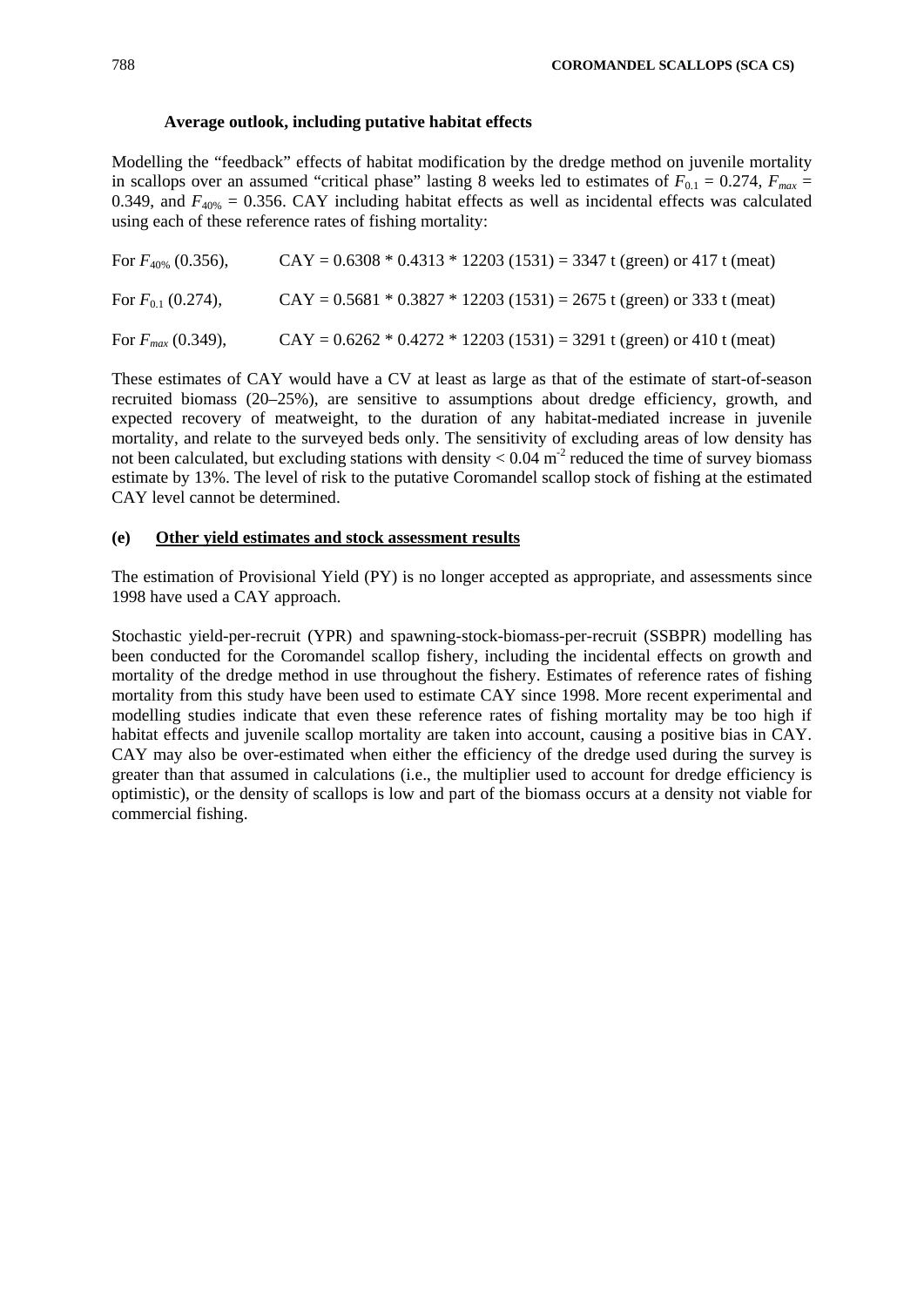#### Average outlook, including putative habitat effects

Modelling the "feedback" effects of habitat modification by the dredge method on juvenile mortality in scallops over an assumed "critical phase" lasting 8 weeks led to estimates of $F_{0.1} = 0.274$, $F_{max} = 0.349$, and $F_{40\%} = 0.356$. CAY including habitat effects as well as incidental effects was calculated using each of these reference rates of fishing mortality:

For $F_{40\%}$ (0.356), CAY = 0.6308 * 0.4313 * 12203 (1531) = 3347 t (green) or 417 t (meat)

For $F_{0.1}$ (0.274), CAY = 0.5681 * 0.3827 * 12203 (1531) = 2675 t (green) or 333 t (meat)

For $F_{max}$ (0.349), CAY = 0.6262 * 0.4272 * 12203 (1531) = 3291 t (green) or 410 t (meat)

These estimates of CAY would have a CV at least as large as that of the estimate of start-of-season recruited biomass (20–25%), are sensitive to assumptions about dredge efficiency, growth, and expected recovery of meatweight, to the duration of any habitat-mediated increase in juvenile mortality, and relate to the surveyed beds only. The sensitivity of excluding areas of low density has not been calculated, but excluding stations with density < 0.04 $m^{-2}$ reduced the time of survey biomass estimate by 13%. The level of risk to the putative Coromandel scallop stock of fishing at the estimated CAY level cannot be determined.

### (e) Other yield estimates and stock assessment results

The estimation of Provisional Yield (PY) is no longer accepted as appropriate, and assessments since 1998 have used a CAY approach.

Stochastic yield-per-recruit (YPR) and spawning-stock-biomass-per-recruit (SSBPR) modelling has been conducted for the Coromandel scallop fishery, including the incidental effects on growth and mortality of the dredge method in use throughout the fishery. Estimates of reference rates of fishing mortality from this study have been used to estimate CAY since 1998. More recent experimental and modelling studies indicate that even these reference rates of fishing mortality may be too high if habitat effects and juvenile scallop mortality are taken into account, causing a positive bias in CAY. CAY may also be over-estimated when either the efficiency of the dredge used during the survey is greater than that assumed in calculations (i.e., the multiplier used to account for dredge efficiency is optimistic), or the density of scallops is low and part of the biomass occurs at a density not viable for commercial fishing.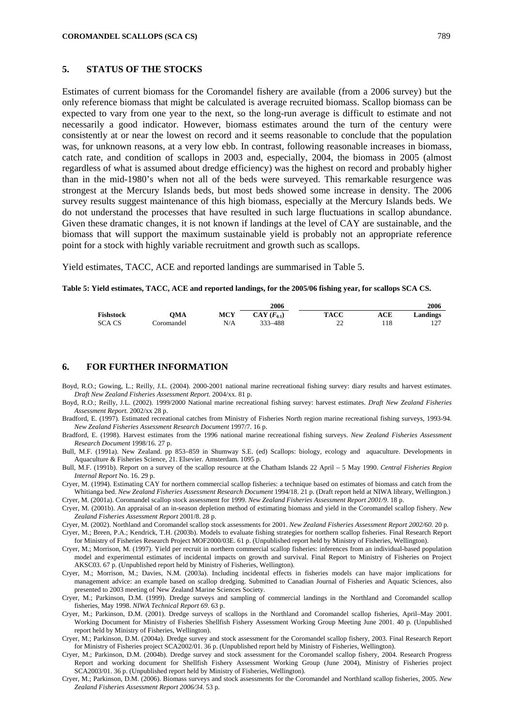## 5. STATUS OF THE STOCKS

Estimates of current biomass for the Coromandel fishery are available (from a 2006 survey) but the only reference biomass that might be calculated is average recruited biomass. Scallop biomass can be expected to vary from one year to the next, so the long-run average is difficult to estimate and not necessarily a good indicator. However, biomass estimates around the turn of the century were consistently at or near the lowest on record and it seems reasonable to conclude that the population was, for unknown reasons, at a very low ebb. In contrast, following reasonable increases in biomass, catch rate, and condition of scallops in 2003 and, especially, 2004, the biomass in 2005 (almost regardless of what is assumed about dredge efficiency) was the highest on record and probably higher than in the mid-1980's when not all of the beds were surveyed. This remarkable resurgence was strongest at the Mercury Islands beds, but most beds showed some increase in density. The 2006 survey results suggest maintenance of this high biomass, especially at the Mercury Islands beds. We do not understand the processes that have resulted in such large fluctuations in scallop abundance. Given these dramatic changes, it is not known if landings at the level of CAY are sustainable, and the biomass that will support the maximum sustainable yield is probably not an appropriate reference point for a stock with highly variable recruitment and growth such as scallops.

Yield estimates, TACC, ACE and reported landings are summarised in Table 5.

**Table 5: Yield estimates, TACC, ACE and reported landings, for the 2005/06 fishing year, for scallops SCA CS.**

| Fishstock | QMA | MCY | 2006 CAY ($F_{0.1}$) | TACC | ACE | 2006 Landings |
|---|---|---|---|---|---|---|
| SCA CS | Coromandel | N/A | 333–488 | 22 | 118 | 127 |

## 6. FOR FURTHER INFORMATION

Boyd, R.O.; Gowing, L.; Reilly, J.L. (2004). 2000-2001 national marine recreational fishing survey: diary results and harvest estimates. *Draft New Zealand Fisheries Assessment Report.* 2004/xx. 81 p.

Boyd, R.O.; Reilly, J.L. (2002). 1999/2000 National marine recreational fishing survey: harvest estimates. *Draft New Zealand Fisheries Assessment Report.* 2002/xx 28 p.

Bradford, E. (1997). Estimated recreational catches from Ministry of Fisheries North region marine recreational fishing surveys, 1993-94. *New Zealand Fisheries Assessment Research Document* 1997/7. 16 p.

Bradford, E. (1998). Harvest estimates from the 1996 national marine recreational fishing surveys. *New Zealand Fisheries Assessment Research Document* 1998/16. 27 p.

Bull, M.F. (1991a). New Zealand. pp 853–859 in Shumway S.E. (ed) Scallops: biology, ecology and aquaculture. Developments in Aquaculture & Fisheries Science, 21. Elsevier. Amsterdam. 1095 p.

Bull, M.F. (1991b). Report on a survey of the scallop resource at the Chatham Islands 22 April – 5 May 1990. *Central Fisheries Region Internal Report* No. 16. 29 p.

Cryer, M. (1994). Estimating CAY for northern commercial scallop fisheries: a technique based on estimates of biomass and catch from the Whitianga bed. *New Zealand Fisheries Assessment Research Document* 1994/18. 21 p. (Draft report held at NIWA library, Wellington.)

Cryer, M. (2001a). Coromandel scallop stock assessment for 1999. *New Zealand Fisheries Assessment Report 2001/9*. 18 p.

Cryer, M. (2001b). An appraisal of an in-season depletion method of estimating biomass and yield in the Coromandel scallop fishery. *New Zealand Fisheries Assessment Report* 2001/8. 28 p.

Cryer, M. (2002). Northland and Coromandel scallop stock assessments for 2001. *New Zealand Fisheries Assessment Report 2002/60*. 20 p.

Cryer, M.; Breen, P.A.; Kendrick, T.H. (2003b). Models to evaluate fishing strategies for northern scallop fisheries. Final Research Report for Ministry of Fisheries Research Project MOF2000/03E. 61 p. (Unpublished report held by Ministry of Fisheries, Wellington).

Cryer, M.; Morrison, M. (1997). Yield per recruit in northern commercial scallop fisheries: inferences from an individual-based population model and experimental estimates of incidental impacts on growth and survival. Final Report to Ministry of Fisheries on Project AKSC03. 67 p. (Unpublished report held by Ministry of Fisheries, Wellington).

Cryer, M.; Morrison, M.; Davies, N.M. (2003a). Including incidental effects in fisheries models can have major implications for management advice: an example based on scallop dredging. Submitted to Canadian Journal of Fisheries and Aquatic Sciences, also presented to 2003 meeting of New Zealand Marine Sciences Society.

Cryer, M.; Parkinson, D.M. (1999). Dredge surveys and sampling of commercial landings in the Northland and Coromandel scallop fisheries, May 1998. *NIWA Technical Report 69*. 63 p.

Cryer, M.; Parkinson, D.M. (2001). Dredge surveys of scallops in the Northland and Coromandel scallop fisheries, April–May 2001. Working Document for Ministry of Fisheries Shellfish Fishery Assessment Working Group Meeting June 2001. 40 p. (Unpublished report held by Ministry of Fisheries, Wellington).

Cryer, M.; Parkinson, D.M. (2004a). Dredge survey and stock assessment for the Coromandel scallop fishery, 2003. Final Research Report for Ministry of Fisheries project SCA2002/01. 36 p. (Unpublished report held by Ministry of Fisheries, Wellington).

Cryer, M.; Parkinson, D.M. (2004b). Dredge survey and stock assessment for the Coromandel scallop fishery, 2004. Research Progress Report and working document for Shellfish Fishery Assessment Working Group (June 2004), Ministry of Fisheries project SCA2003/01. 36 p. (Unpublished report held by Ministry of Fisheries, Wellington).

Cryer, M.; Parkinson, D.M. (2006). Biomass surveys and stock assessments for the Coromandel and Northland scallop fisheries, 2005. *New Zealand Fisheries Assessment Report 2006/34*. 53 p.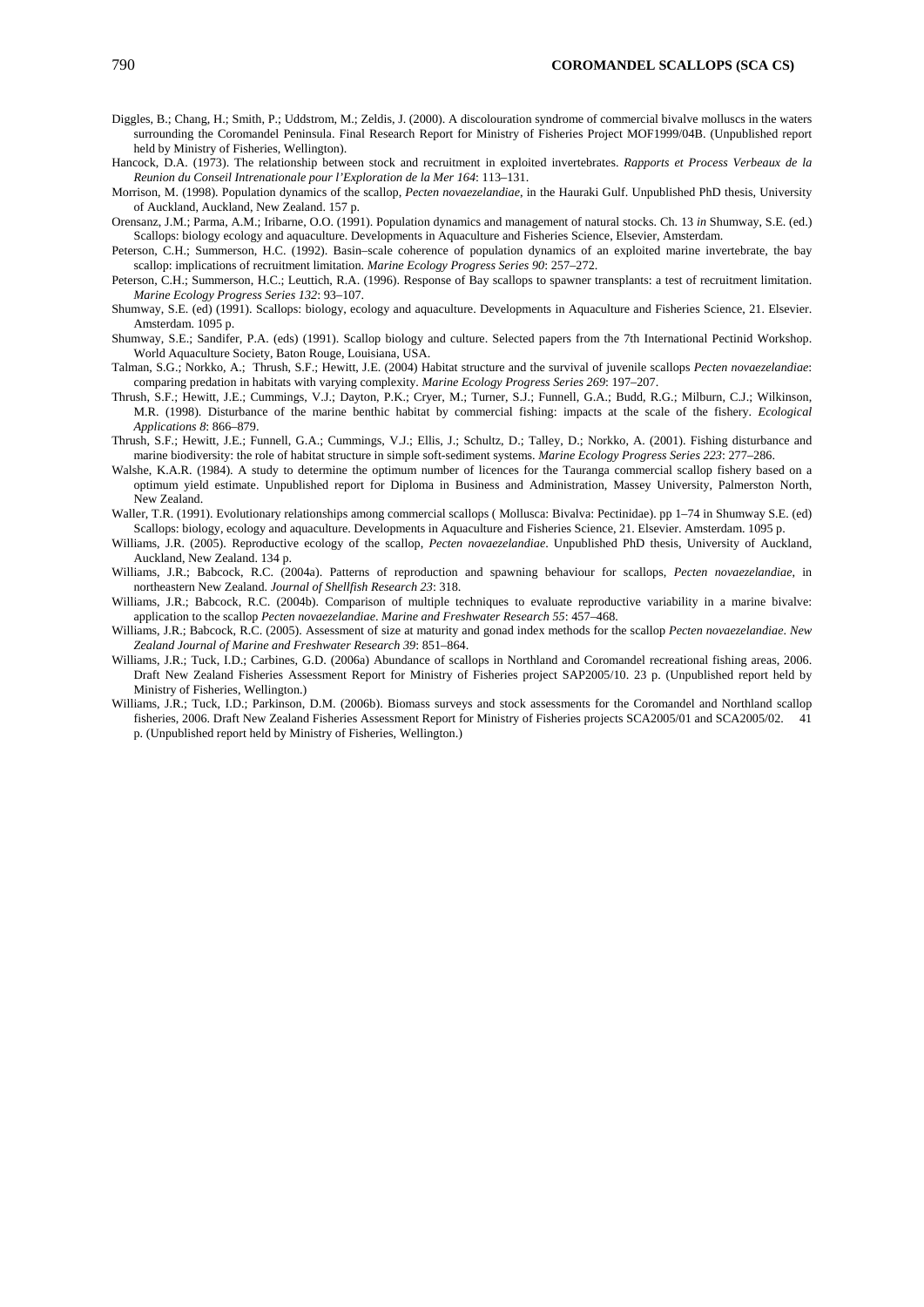Diggles, B.; Chang, H.; Smith, P.; Uddstrom, M.; Zeldis, J. (2000). A discolouration syndrome of commercial bivalve molluscs in the waters surrounding the Coromandel Peninsula. Final Research Report for Ministry of Fisheries Project MOF1999/04B. (Unpublished report held by Ministry of Fisheries, Wellington).

Hancock, D.A. (1973). The relationship between stock and recruitment in exploited invertebrates. *Rapports et Process Verbeaux de la Reunion du Conseil Intrenationale pour l'Exploration de la Mer 164*: 113–131.

Morrison, M. (1998). Population dynamics of the scallop, *Pecten novaezelandiae*, in the Hauraki Gulf. Unpublished PhD thesis, University of Auckland, Auckland, New Zealand. 157 p.

Orensanz, J.M.; Parma, A.M.; Iribarne, O.O. (1991). Population dynamics and management of natural stocks. Ch. 13 *in* Shumway, S.E. (ed.) Scallops: biology ecology and aquaculture. Developments in Aquaculture and Fisheries Science, Elsevier, Amsterdam.

Peterson, C.H.; Summerson, H.C. (1992). Basin–scale coherence of population dynamics of an exploited marine invertebrate, the bay scallop: implications of recruitment limitation. *Marine Ecology Progress Series 90*: 257–272.

Peterson, C.H.; Summerson, H.C.; Leuttich, R.A. (1996). Response of Bay scallops to spawner transplants: a test of recruitment limitation. *Marine Ecology Progress Series 132*: 93–107.

Shumway, S.E. (ed) (1991). Scallops: biology, ecology and aquaculture. Developments in Aquaculture and Fisheries Science, 21. Elsevier. Amsterdam. 1095 p.

Shumway, S.E.; Sandifer, P.A. (eds) (1991). Scallop biology and culture. Selected papers from the 7th International Pectinid Workshop. World Aquaculture Society, Baton Rouge, Louisiana, USA.

Talman, S.G.; Norkko, A.; Thrush, S.F.; Hewitt, J.E. (2004) Habitat structure and the survival of juvenile scallops *Pecten novaezelandiae*: comparing predation in habitats with varying complexity. *Marine Ecology Progress Series 269*: 197–207.

Thrush, S.F.; Hewitt, J.E.; Cummings, V.J.; Dayton, P.K.; Cryer, M.; Turner, S.J.; Funnell, G.A.; Budd, R.G.; Milburn, C.J.; Wilkinson, M.R. (1998). Disturbance of the marine benthic habitat by commercial fishing: impacts at the scale of the fishery. *Ecological Applications 8*: 866–879.

Thrush, S.F.; Hewitt, J.E.; Funnell, G.A.; Cummings, V.J.; Ellis, J.; Schultz, D.; Talley, D.; Norkko, A. (2001). Fishing disturbance and marine biodiversity: the role of habitat structure in simple soft-sediment systems. *Marine Ecology Progress Series 223*: 277–286.

Walshe, K.A.R. (1984). A study to determine the optimum number of licences for the Tauranga commercial scallop fishery based on a optimum yield estimate. Unpublished report for Diploma in Business and Administration, Massey University, Palmerston North, New Zealand.

Waller, T.R. (1991). Evolutionary relationships among commercial scallops ( Mollusca: Bivalva: Pectinidae). pp 1–74 in Shumway S.E. (ed) Scallops: biology, ecology and aquaculture. Developments in Aquaculture and Fisheries Science, 21. Elsevier. Amsterdam. 1095 p.

Williams, J.R. (2005). Reproductive ecology of the scallop, *Pecten novaezelandiae*. Unpublished PhD thesis, University of Auckland, Auckland, New Zealand. 134 p.

Williams, J.R.; Babcock, R.C. (2004a). Patterns of reproduction and spawning behaviour for scallops, *Pecten novaezelandiae*, in northeastern New Zealand. *Journal of Shellfish Research 23*: 318.

Williams, J.R.; Babcock, R.C. (2004b). Comparison of multiple techniques to evaluate reproductive variability in a marine bivalve: application to the scallop *Pecten novaezelandiae*. *Marine and Freshwater Research 55*: 457–468.

Williams, J.R.; Babcock, R.C. (2005). Assessment of size at maturity and gonad index methods for the scallop *Pecten novaezelandiae*. *New Zealand Journal of Marine and Freshwater Research 39*: 851–864.

Williams, J.R.; Tuck, I.D.; Carbines, G.D. (2006a) Abundance of scallops in Northland and Coromandel recreational fishing areas, 2006. Draft New Zealand Fisheries Assessment Report for Ministry of Fisheries project SAP2005/10. 23 p. (Unpublished report held by Ministry of Fisheries, Wellington.)

Williams, J.R.; Tuck, I.D.; Parkinson, D.M. (2006b). Biomass surveys and stock assessments for the Coromandel and Northland scallop fisheries, 2006. Draft New Zealand Fisheries Assessment Report for Ministry of Fisheries projects SCA2005/01 and SCA2005/02. 41 p. (Unpublished report held by Ministry of Fisheries, Wellington.)